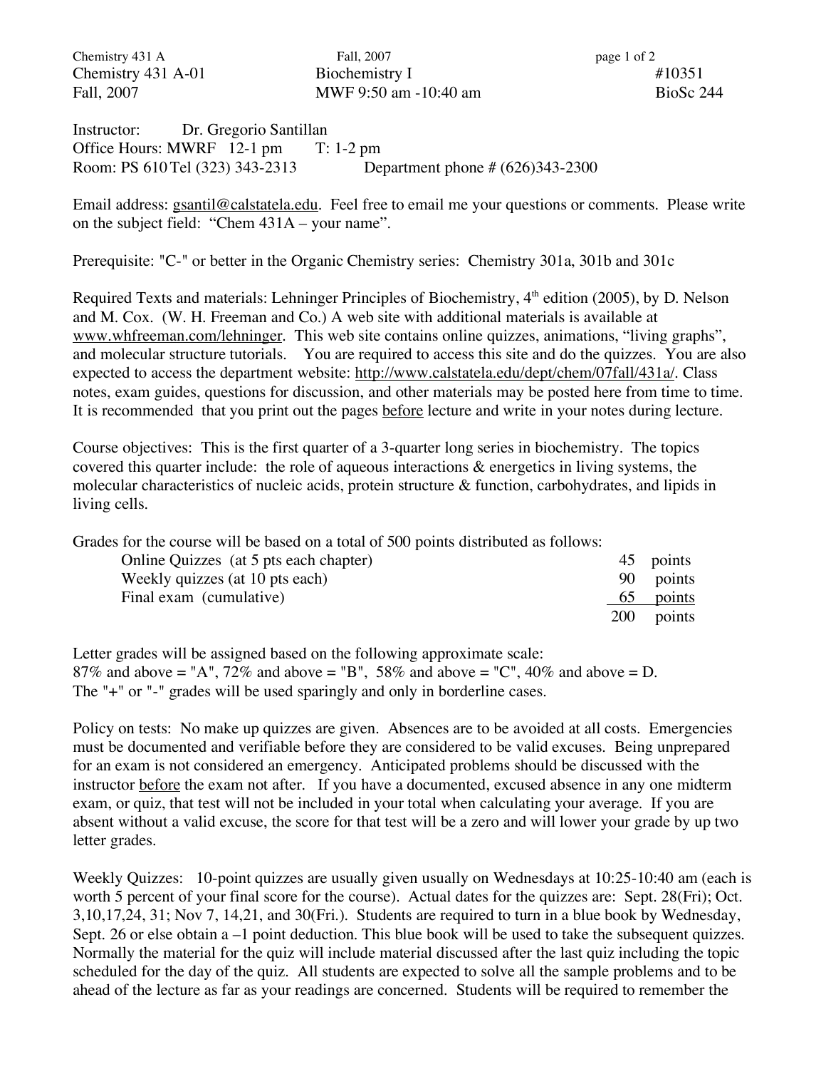| Chemistry 431 A-01 | Biochemistry I | #10351 |
|---|---|---|
| Fall, 2007 | MWF 9:50 am -10:40 am | BioSc 244 |

Instructor: Dr. Gregorio Santillan
Office Hours: MWRF 12-1 pm T: 1-2 pm
Room: PS 610 Tel (323) 343-2313 Department phone # (626)343-2300

Email address: gsantil@calstatela.edu. Feel free to email me your questions or comments. Please write on the subject field: "Chem 431A – your name".

Prerequisite: "C-" or better in the Organic Chemistry series: Chemistry 301a, 301b and 301c

Required Texts and materials: Lehninger Principles of Biochemistry, 4th edition (2005), by D. Nelson and M. Cox. (W. H. Freeman and Co.) A web site with additional materials is available at www.whfreeman.com/lehninger. This web site contains online quizzes, animations, "living graphs", and molecular structure tutorials. You are required to access this site and do the quizzes. You are also expected to access the department website: http://www.calstatela.edu/dept/chem/07fall/431a/. Class notes, exam guides, questions for discussion, and other materials may be posted here from time to time. It is recommended that you print out the pages before lecture and write in your notes during lecture.

Course objectives: This is the first quarter of a 3-quarter long series in biochemistry. The topics covered this quarter include: the role of aqueous interactions & energetics in living systems, the molecular characteristics of nucleic acids, protein structure & function, carbohydrates, and lipids in living cells.

Grades for the course will be based on a total of 500 points distributed as follows:

| | |
|---|---|
| Online Quizzes (at 5 pts each chapter) | 45 points |
| Weekly quizzes (at 10 pts each) | 90 points |
| Final exam (cumulative) | 65 points |
| | 200 points |

Letter grades will be assigned based on the following approximate scale:
87% and above = "A", 72% and above = "B", 58% and above = "C", 40% and above = D.
The "+" or "-" grades will be used sparingly and only in borderline cases.

Policy on tests: No make up quizzes are given. Absences are to be avoided at all costs. Emergencies must be documented and verifiable before they are considered to be valid excuses. Being unprepared for an exam is not considered an emergency. Anticipated problems should be discussed with the instructor before the exam not after. If you have a documented, excused absence in any one midterm exam, or quiz, that test will not be included in your total when calculating your average. If you are absent without a valid excuse, the score for that test will be a zero and will lower your grade by up two letter grades.

Weekly Quizzes: 10-point quizzes are usually given usually on Wednesdays at 10:25-10:40 am (each is worth 5 percent of your final score for the course). Actual dates for the quizzes are: Sept. 28(Fri); Oct. 3,10,17,24, 31; Nov 7, 14,21, and 30(Fri.). Students are required to turn in a blue book by Wednesday, Sept. 26 or else obtain a –1 point deduction. This blue book will be used to take the subsequent quizzes. Normally the material for the quiz will include material discussed after the last quiz including the topic scheduled for the day of the quiz. All students are expected to solve all the sample problems and to be ahead of the lecture as far as your readings are concerned. Students will be required to remember the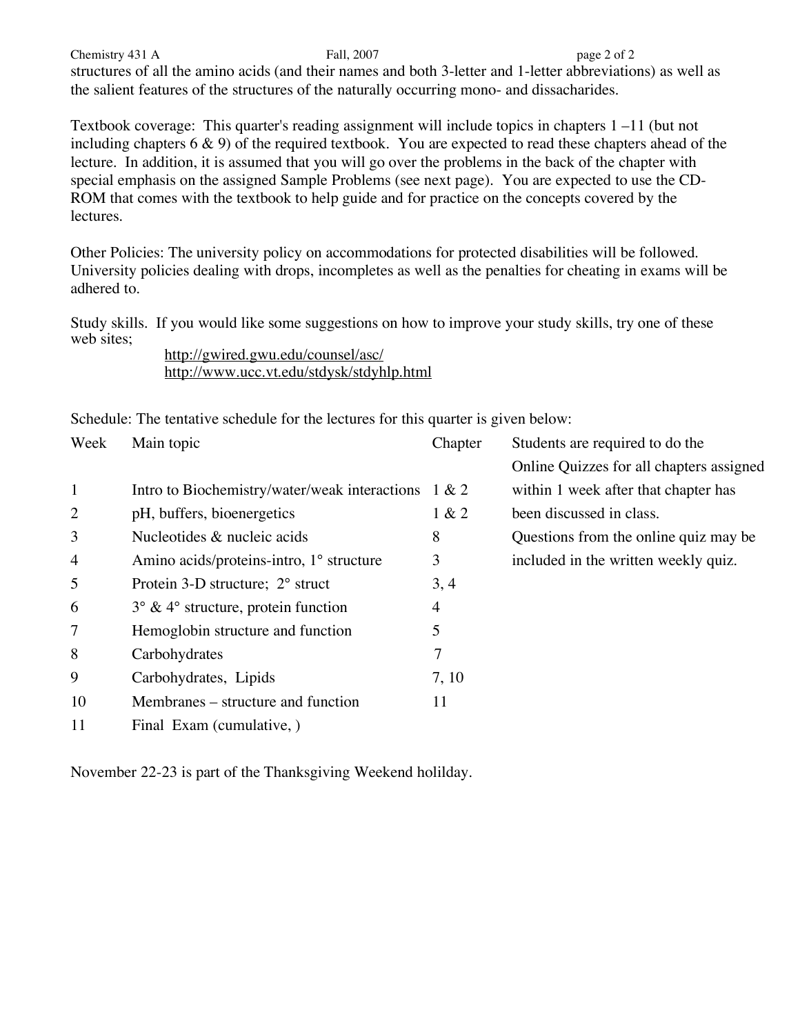structures of all the amino acids (and their names and both 3-letter and 1-letter abbreviations) as well as the salient features of the structures of the naturally occurring mono- and dissacharides.

Textbook coverage: This quarter's reading assignment will include topics in chapters 1 –11 (but not including chapters 6 & 9) of the required textbook. You are expected to read these chapters ahead of the lecture. In addition, it is assumed that you will go over the problems in the back of the chapter with special emphasis on the assigned Sample Problems (see next page). You are expected to use the CD-ROM that comes with the textbook to help guide and for practice on the concepts covered by the lectures.

Other Policies: The university policy on accommodations for protected disabilities will be followed. University policies dealing with drops, incompletes as well as the penalties for cheating in exams will be adhered to.

Study skills. If you would like some suggestions on how to improve your study skills, try one of these web sites;

http://gwired.gwu.edu/counsel/asc/
http://www.ucc.vt.edu/stdysk/stdyhlp.html

Schedule: The tentative schedule for the lectures for this quarter is given below:

| Week | Main topic | Chapter |
|---|---|---|
| 1 | Intro to Biochemistry/water/weak interactions | 1 & 2 |
| 2 | pH, buffers, bioenergetics | 1 & 2 |
| 3 | Nucleotides & nucleic acids | 8 |
| 4 | Amino acids/proteins-intro, 1° structure | 3 |
| 5 | Protein 3-D structure; 2° struct | 3, 4 |
| 6 | 3° & 4° structure, protein function | 4 |
| 7 | Hemoglobin structure and function | 5 |
| 8 | Carbohydrates | 7 |
| 9 | Carbohydrates, Lipids | 7, 10 |
| 10 | Membranes – structure and function | 11 |
| 11 | Final Exam (cumulative, ) | |

Students are required to do the Online Quizzes for all chapters assigned within 1 week after that chapter has been discussed in class. Questions from the online quiz may be included in the written weekly quiz.

November 22-23 is part of the Thanksgiving Weekend holilday.